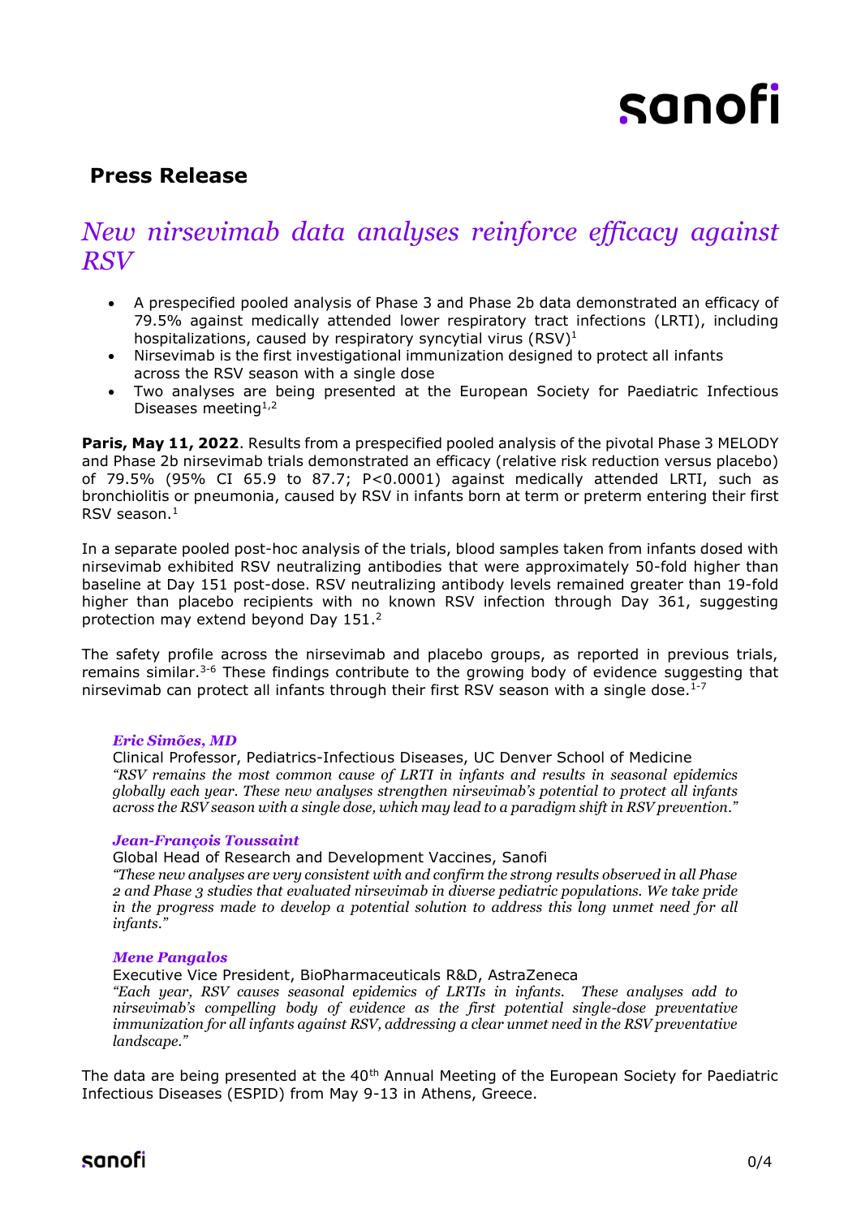## Press Release

# *New nirsevimab data analyses reinforce efficacy against RSV*

- A prespecified pooled analysis of Phase 3 and Phase 2b data demonstrated an efficacy of 79.5% against medically attended lower respiratory tract infections (LRTI), including hospitalizations, caused by respiratory syncytial virus (RSV)[1]
- Nirsevimab is the first investigational immunization designed to protect all infants across the RSV season with a single dose
- Two analyses are being presented at the European Society for Paediatric Infectious Diseases meeting[1,2]

**Paris, May 11, 2022**. Results from a prespecified pooled analysis of the pivotal Phase 3 MELODY and Phase 2b nirsevimab trials demonstrated an efficacy (relative risk reduction versus placebo) of 79.5% (95% CI 65.9 to 87.7; P<0.0001) against medically attended LRTI, such as bronchiolitis or pneumonia, caused by RSV in infants born at term or preterm entering their first RSV season.[1]

In a separate pooled post-hoc analysis of the trials, blood samples taken from infants dosed with nirsevimab exhibited RSV neutralizing antibodies that were approximately 50-fold higher than baseline at Day 151 post-dose. RSV neutralizing antibody levels remained greater than 19-fold higher than placebo recipients with no known RSV infection through Day 361, suggesting protection may extend beyond Day 151.[2]

The safety profile across the nirsevimab and placebo groups, as reported in previous trials, remains similar.[3-6] These findings contribute to the growing body of evidence suggesting that nirsevimab can protect all infants through their first RSV season with a single dose.[1-7]

***Eric Simões, MD***
Clinical Professor, Pediatrics-Infectious Diseases, UC Denver School of Medicine
*"RSV remains the most common cause of LRTI in infants and results in seasonal epidemics globally each year. These new analyses strengthen nirsevimab's potential to protect all infants across the RSV season with a single dose, which may lead to a paradigm shift in RSV prevention."*

***Jean-François Toussaint***
Global Head of Research and Development Vaccines, Sanofi
*"These new analyses are very consistent with and confirm the strong results observed in all Phase 2 and Phase 3 studies that evaluated nirsevimab in diverse pediatric populations. We take pride in the progress made to develop a potential solution to address this long unmet need for all infants."*

***Mene Pangalos***
Executive Vice President, BioPharmaceuticals R&D, AstraZeneca
*"Each year, RSV causes seasonal epidemics of LRTIs in infants. These analyses add to nirsevimab's compelling body of evidence as the first potential single-dose preventative immunization for all infants against RSV, addressing a clear unmet need in the RSV preventative landscape."*

The data are being presented at the 40th Annual Meeting of the European Society for Paediatric Infectious Diseases (ESPID) from May 9-13 in Athens, Greece.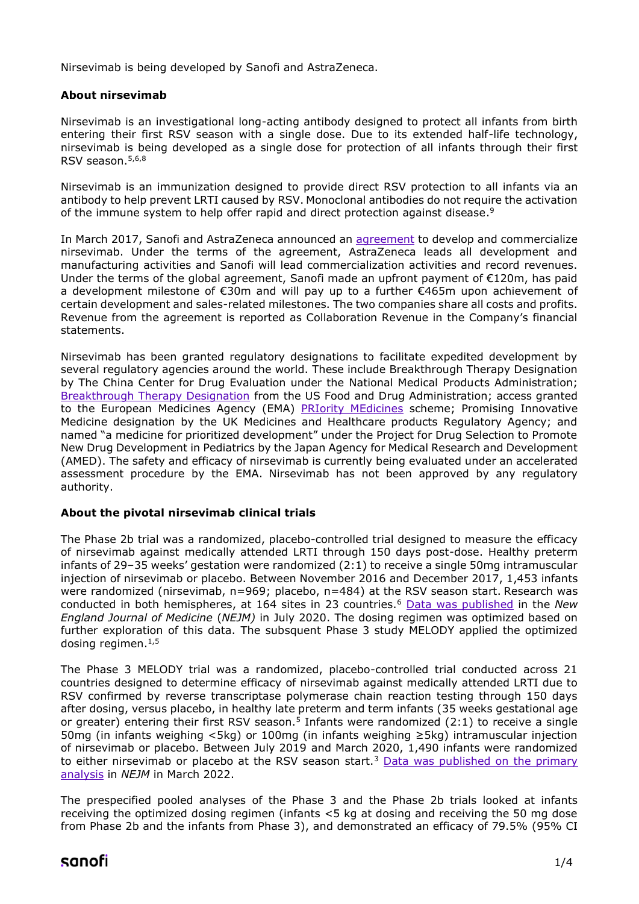Nirsevimab is being developed by Sanofi and AstraZeneca.

**About nirsevimab**

Nirsevimab is an investigational long-acting antibody designed to protect all infants from birth entering their first RSV season with a single dose. Due to its extended half-life technology, nirsevimab is being developed as a single dose for protection of all infants through their first RSV season.[5,6,8]

Nirsevimab is an immunization designed to provide direct RSV protection to all infants via an antibody to help prevent LRTI caused by RSV. Monoclonal antibodies do not require the activation of the immune system to help offer rapid and direct protection against disease.[9]

In March 2017, Sanofi and AstraZeneca announced an agreement to develop and commercialize nirsevimab. Under the terms of the agreement, AstraZeneca leads all development and manufacturing activities and Sanofi will lead commercialization activities and record revenues. Under the terms of the global agreement, Sanofi made an upfront payment of €120m, has paid a development milestone of €30m and will pay up to a further €465m upon achievement of certain development and sales-related milestones. The two companies share all costs and profits. Revenue from the agreement is reported as Collaboration Revenue in the Company's financial statements.

Nirsevimab has been granted regulatory designations to facilitate expedited development by several regulatory agencies around the world. These include Breakthrough Therapy Designation by The China Center for Drug Evaluation under the National Medical Products Administration; Breakthrough Therapy Designation from the US Food and Drug Administration; access granted to the European Medicines Agency (EMA) PRIority MEdicines scheme; Promising Innovative Medicine designation by the UK Medicines and Healthcare products Regulatory Agency; and named "a medicine for prioritized development" under the Project for Drug Selection to Promote New Drug Development in Pediatrics by the Japan Agency for Medical Research and Development (AMED). The safety and efficacy of nirsevimab is currently being evaluated under an accelerated assessment procedure by the EMA. Nirsevimab has not been approved by any regulatory authority.

**About the pivotal nirsevimab clinical trials**

The Phase 2b trial was a randomized, placebo-controlled trial designed to measure the efficacy of nirsevimab against medically attended LRTI through 150 days post-dose. Healthy preterm infants of 29–35 weeks' gestation were randomized (2:1) to receive a single 50mg intramuscular injection of nirsevimab or placebo. Between November 2016 and December 2017, 1,453 infants were randomized (nirsevimab, n=969; placebo, n=484) at the RSV season start. Research was conducted in both hemispheres, at 164 sites in 23 countries.[6] Data was published in the *New England Journal of Medicine* (*NEJM)* in July 2020. The dosing regimen was optimized based on further exploration of this data. The subsequent Phase 3 study MELODY applied the optimized dosing regimen.[1,5]

The Phase 3 MELODY trial was a randomized, placebo-controlled trial conducted across 21 countries designed to determine efficacy of nirsevimab against medically attended LRTI due to RSV confirmed by reverse transcriptase polymerase chain reaction testing through 150 days after dosing, versus placebo, in healthy late preterm and term infants (35 weeks gestational age or greater) entering their first RSV season.[5] Infants were randomized (2:1) to receive a single 50mg (in infants weighing <5kg) or 100mg (in infants weighing ≥5kg) intramuscular injection of nirsevimab or placebo. Between July 2019 and March 2020, 1,490 infants were randomized to either nirsevimab or placebo at the RSV season start.[3] Data was published on the primary analysis in *NEJM* in March 2022.

The prespecified pooled analyses of the Phase 3 and the Phase 2b trials looked at infants receiving the optimized dosing regimen (infants <5 kg at dosing and receiving the 50 mg dose from Phase 2b and the infants from Phase 3), and demonstrated an efficacy of 79.5% (95% CI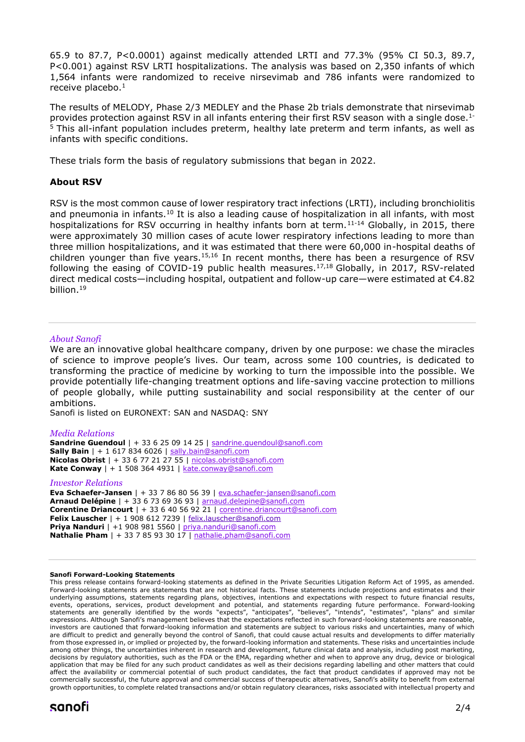65.9 to 87.7, P<0.0001) against medically attended LRTI and 77.3% (95% CI 50.3, 89.7, P<0.001) against RSV LRTI hospitalizations. The analysis was based on 2,350 infants of which 1,564 infants were randomized to receive nirsevimab and 786 infants were randomized to receive placebo.[1]

The results of MELODY, Phase 2/3 MEDLEY and the Phase 2b trials demonstrate that nirsevimab provides protection against RSV in all infants entering their first RSV season with a single dose.[1-5] This all-infant population includes preterm, healthy late preterm and term infants, as well as infants with specific conditions.

These trials form the basis of regulatory submissions that began in 2022.

**About RSV**

RSV is the most common cause of lower respiratory tract infections (LRTI), including bronchiolitis and pneumonia in infants.[10] It is also a leading cause of hospitalization in all infants, with most hospitalizations for RSV occurring in healthy infants born at term.[11-14] Globally, in 2015, there were approximately 30 million cases of acute lower respiratory infections leading to more than three million hospitalizations, and it was estimated that there were 60,000 in-hospital deaths of children younger than five years.[15,16] In recent months, there has been a resurgence of RSV following the easing of COVID-19 public health measures.[17,18] Globally, in 2017, RSV-related direct medical costs—including hospital, outpatient and follow-up care—were estimated at €4.82 billion.[19]

---

*About Sanofi*

We are an innovative global healthcare company, driven by one purpose: we chase the miracles of science to improve people's lives. Our team, across some 100 countries, is dedicated to transforming the practice of medicine by working to turn the impossible into the possible. We provide potentially life-changing treatment options and life-saving vaccine protection to millions of people globally, while putting sustainability and social responsibility at the center of our ambitions.
Sanofi is listed on EURONEXT: SAN and NASDAQ: SNY

*Media Relations*
**Sandrine Guendoul** | + 33 6 25 09 14 25 | sandrine.guendoul@sanofi.com
**Sally Bain** | + 1 617 834 6026 | sally.bain@sanofi.com
**Nicolas Obrist** | + 33 6 77 21 27 55 | nicolas.obrist@sanofi.com
**Kate Conway** | + 1 508 364 4931 | kate.conway@sanofi.com

*Investor Relations*
**Eva Schaefer-Jansen** | + 33 7 86 80 56 39 | eva.schaefer-jansen@sanofi.com
**Arnaud Delépine** | + 33 6 73 69 36 93 | arnaud.delepine@sanofi.com
**Corentine Driancourt** | + 33 6 40 56 92 21 | corentine.driancourt@sanofi.com
**Felix Lauscher** | + 1 908 612 7239 | felix.lauscher@sanofi.com
**Priya Nanduri** | +1 908 981 5560 | priya.nanduri@sanofi.com
**Nathalie Pham** | + 33 7 85 93 30 17 | nathalie.pham@sanofi.com

---

**Sanofi Forward-Looking Statements**

This press release contains forward-looking statements as defined in the Private Securities Litigation Reform Act of 1995, as amended. Forward-looking statements are statements that are not historical facts. These statements include projections and estimates and their underlying assumptions, statements regarding plans, objectives, intentions and expectations with respect to future financial results, events, operations, services, product development and potential, and statements regarding future performance. Forward-looking statements are generally identified by the words "expects", "anticipates", "believes", "intends", "estimates", "plans" and similar expressions. Although Sanofi's management believes that the expectations reflected in such forward-looking statements are reasonable, investors are cautioned that forward-looking information and statements are subject to various risks and uncertainties, many of which are difficult to predict and generally beyond the control of Sanofi, that could cause actual results and developments to differ materially from those expressed in, or implied or projected by, the forward-looking information and statements. These risks and uncertainties include among other things, the uncertainties inherent in research and development, future clinical data and analysis, including post marketing, decisions by regulatory authorities, such as the FDA or the EMA, regarding whether and when to approve any drug, device or biological application that may be filed for any such product candidates as well as their decisions regarding labelling and other matters that could affect the availability or commercial potential of such product candidates, the fact that product candidates if approved may not be commercially successful, the future approval and commercial success of therapeutic alternatives, Sanofi's ability to benefit from external growth opportunities, to complete related transactions and/or obtain regulatory clearances, risks associated with intellectual property and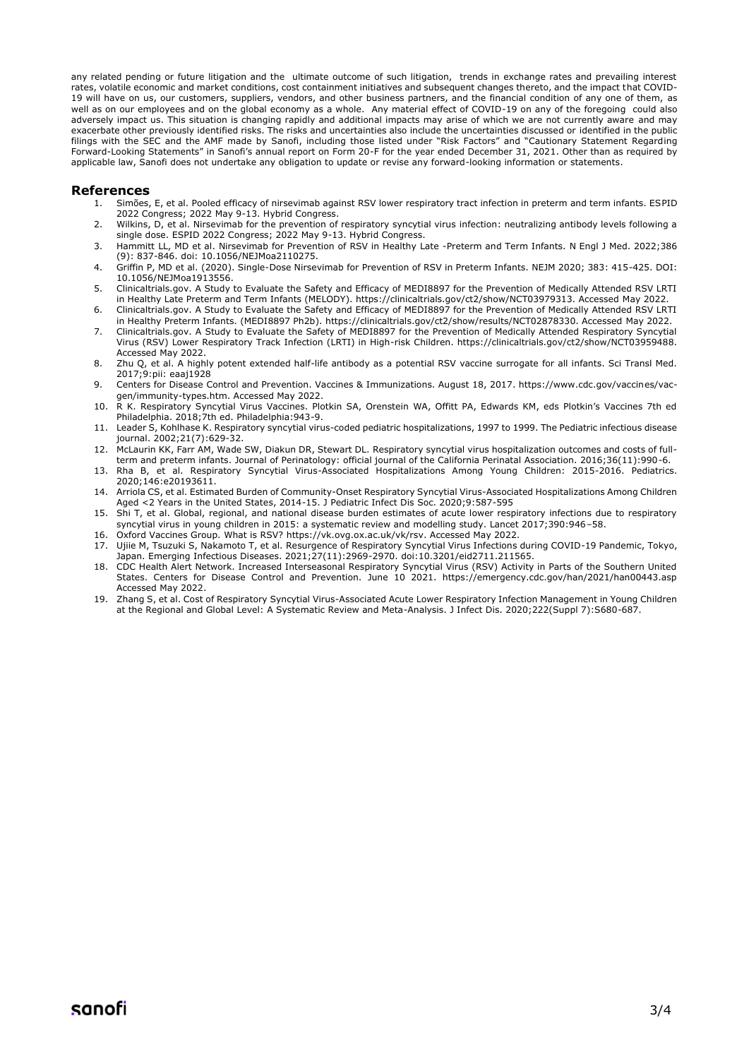any related pending or future litigation and the ultimate outcome of such litigation, trends in exchange rates and prevailing interest rates, volatile economic and market conditions, cost containment initiatives and subsequent changes thereto, and the impact that COVID-19 will have on us, our customers, suppliers, vendors, and other business partners, and the financial condition of any one of them, as well as on our employees and on the global economy as a whole. Any material effect of COVID-19 on any of the foregoing could also adversely impact us. This situation is changing rapidly and additional impacts may arise of which we are not currently aware and may exacerbate other previously identified risks. The risks and uncertainties also include the uncertainties discussed or identified in the public filings with the SEC and the AMF made by Sanofi, including those listed under "Risk Factors" and "Cautionary Statement Regarding Forward-Looking Statements" in Sanofi's annual report on Form 20-F for the year ended December 31, 2021. Other than as required by applicable law, Sanofi does not undertake any obligation to update or revise any forward-looking information or statements.

## References

1. Simões, E, et al. Pooled efficacy of nirsevimab against RSV lower respiratory tract infection in preterm and term infants. ESPID 2022 Congress; 2022 May 9-13. Hybrid Congress.
2. Wilkins, D, et al. Nirsevimab for the prevention of respiratory syncytial virus infection: neutralizing antibody levels following a single dose. ESPID 2022 Congress; 2022 May 9-13. Hybrid Congress.
3. Hammitt LL, MD et al. Nirsevimab for Prevention of RSV in Healthy Late -Preterm and Term Infants. N Engl J Med. 2022;386 (9): 837-846. doi: 10.1056/NEJMoa2110275.
4. Griffin P, MD et al. (2020). Single-Dose Nirsevimab for Prevention of RSV in Preterm Infants. NEJM 2020; 383: 415-425. DOI: 10.1056/NEJMoa1913556.
5. Clinicaltrials.gov. A Study to Evaluate the Safety and Efficacy of MEDI8897 for the Prevention of Medically Attended RSV LRTI in Healthy Late Preterm and Term Infants (MELODY). https://clinicaltrials.gov/ct2/show/NCT03979313. Accessed May 2022.
6. Clinicaltrials.gov. A Study to Evaluate the Safety and Efficacy of MEDI8897 for the Prevention of Medically Attended RSV LRTI in Healthy Preterm Infants. (MEDI8897 Ph2b). https://clinicaltrials.gov/ct2/show/results/NCT02878330. Accessed May 2022.
7. Clinicaltrials.gov. A Study to Evaluate the Safety of MEDI8897 for the Prevention of Medically Attended Respiratory Syncytial Virus (RSV) Lower Respiratory Track Infection (LRTI) in High-risk Children. https://clinicaltrials.gov/ct2/show/NCT03959488. Accessed May 2022.
8. Zhu Q, et al. A highly potent extended half-life antibody as a potential RSV vaccine surrogate for all infants. Sci Transl Med. 2017;9:pii: eaaj1928
9. Centers for Disease Control and Prevention. Vaccines & Immunizations. August 18, 2017. https://www.cdc.gov/vaccines/vac-gen/immunity-types.htm. Accessed May 2022.
10. R K. Respiratory Syncytial Virus Vaccines. Plotkin SA, Orenstein WA, Offitt PA, Edwards KM, eds Plotkin's Vaccines 7th ed Philadelphia. 2018;7th ed. Philadelphia:943-9.
11. Leader S, Kohlhase K. Respiratory syncytial virus-coded pediatric hospitalizations, 1997 to 1999. The Pediatric infectious disease journal. 2002;21(7):629-32.
12. McLaurin KK, Farr AM, Wade SW, Diakun DR, Stewart DL. Respiratory syncytial virus hospitalization outcomes and costs of full-term and preterm infants. Journal of Perinatology: official journal of the California Perinatal Association. 2016;36(11):990-6.
13. Rha B, et al. Respiratory Syncytial Virus-Associated Hospitalizations Among Young Children: 2015-2016. Pediatrics. 2020;146:e20193611.
14. Arriola CS, et al. Estimated Burden of Community-Onset Respiratory Syncytial Virus-Associated Hospitalizations Among Children Aged <2 Years in the United States, 2014-15. J Pediatric Infect Dis Soc. 2020;9:587-595
15. Shi T, et al. Global, regional, and national disease burden estimates of acute lower respiratory infections due to respiratory syncytial virus in young children in 2015: a systematic review and modelling study. Lancet 2017;390:946–58.
16. Oxford Vaccines Group. What is RSV? https://vk.ovg.ox.ac.uk/vk/rsv. Accessed May 2022.
17. Ujiie M, Tsuzuki S, Nakamoto T, et al. Resurgence of Respiratory Syncytial Virus Infections during COVID-19 Pandemic, Tokyo, Japan. Emerging Infectious Diseases. 2021;27(11):2969-2970. doi:10.3201/eid2711.211565.
18. CDC Health Alert Network. Increased Interseasonal Respiratory Syncytial Virus (RSV) Activity in Parts of the Southern United States. Centers for Disease Control and Prevention. June 10 2021. https://emergency.cdc.gov/han/2021/han00443.asp Accessed May 2022.
19. Zhang S, et al. Cost of Respiratory Syncytial Virus-Associated Acute Lower Respiratory Infection Management in Young Children at the Regional and Global Level: A Systematic Review and Meta-Analysis. J Infect Dis. 2020;222(Suppl 7):S680-687.